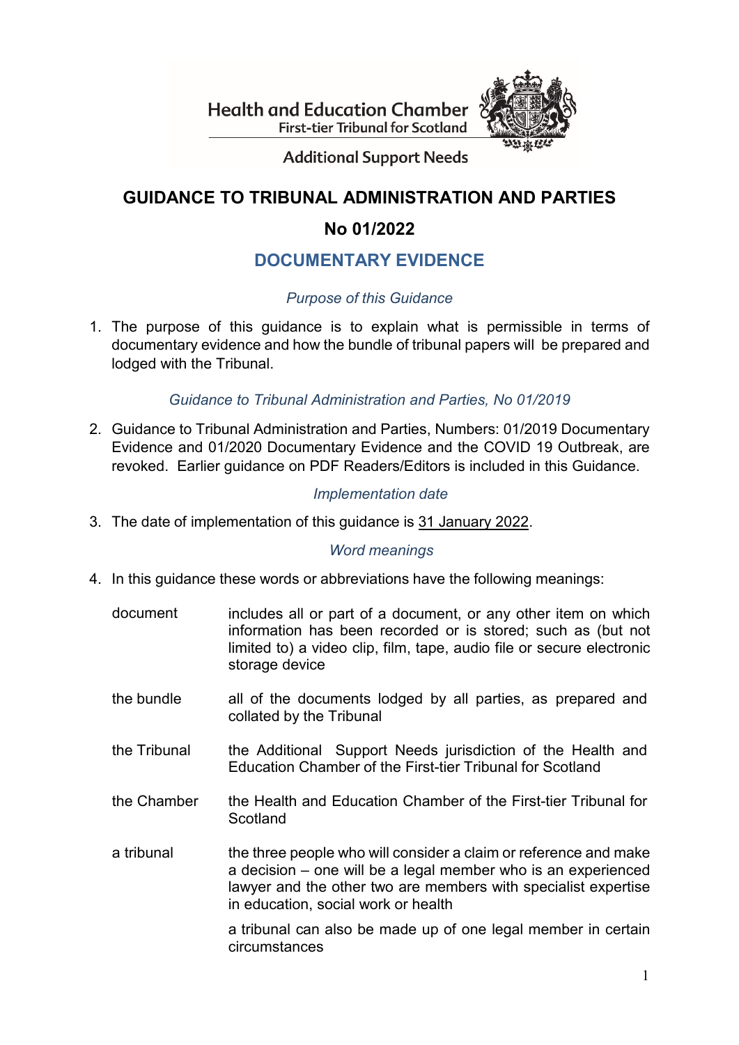Health and Education Chamber
First-tier Tribunal for Scotland

Additional Support Needs

# GUIDANCE TO TRIBUNAL ADMINISTRATION AND PARTIES

## No 01/2022

## DOCUMENTARY EVIDENCE

*Purpose of this Guidance*

1. The purpose of this guidance is to explain what is permissible in terms of documentary evidence and how the bundle of tribunal papers will be prepared and lodged with the Tribunal.

*Guidance to Tribunal Administration and Parties, No 01/2019*

2. Guidance to Tribunal Administration and Parties, Numbers: 01/2019 Documentary Evidence and 01/2020 Documentary Evidence and the COVID 19 Outbreak, are revoked. Earlier guidance on PDF Readers/Editors is included in this Guidance.

*Implementation date*

3. The date of implementation of this guidance is 31 January 2022.

*Word meanings*

4. In this guidance these words or abbreviations have the following meanings:

| | |
|---|---|
| document | includes all or part of a document, or any other item on which information has been recorded or is stored; such as (but not limited to) a video clip, film, tape, audio file or secure electronic storage device |
| the bundle | all of the documents lodged by all parties, as prepared and collated by the Tribunal |
| the Tribunal | the Additional Support Needs jurisdiction of the Health and Education Chamber of the First-tier Tribunal for Scotland |
| the Chamber | the Health and Education Chamber of the First-tier Tribunal for Scotland |
| a tribunal | the three people who will consider a claim or reference and make a decision – one will be a legal member who is an experienced lawyer and the other two are members with specialist expertise in education, social work or health<br><br>a tribunal can also be made up of one legal member in certain circumstances |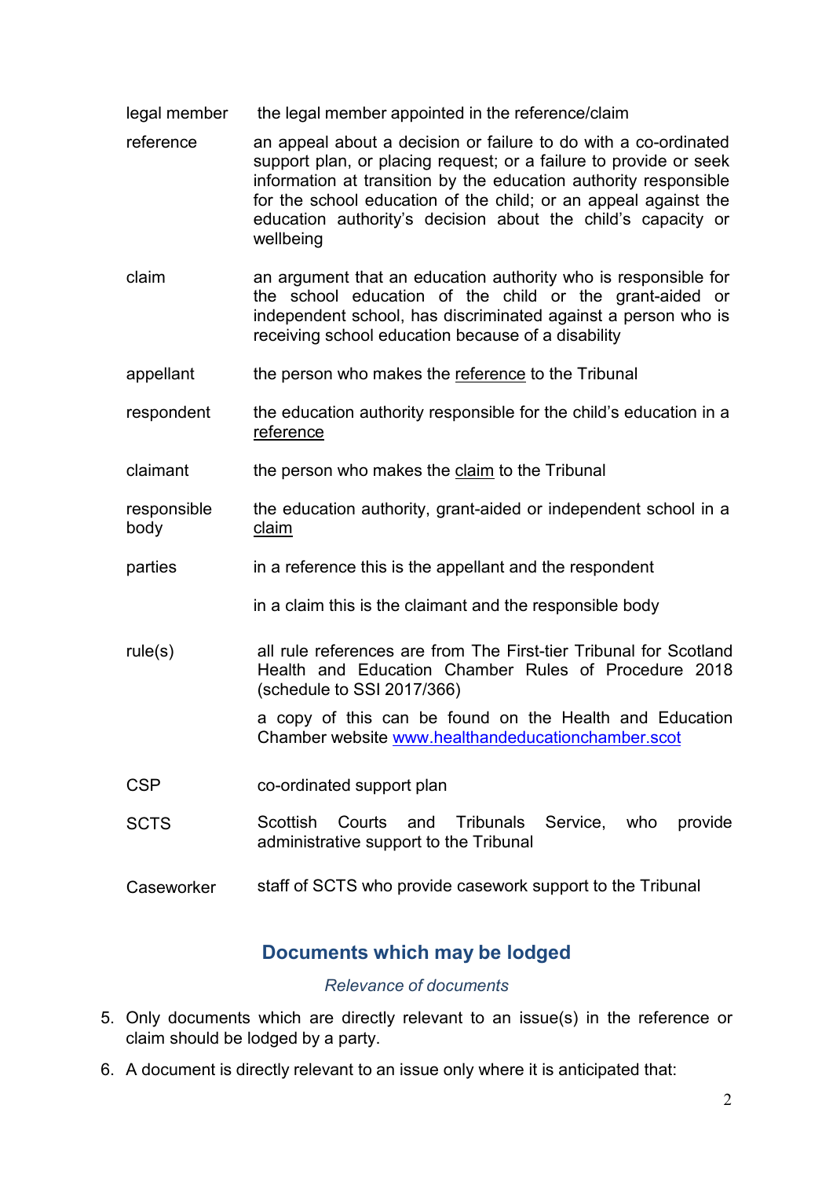| | |
|---|---|
| legal member | the legal member appointed in the reference/claim |
| reference | an appeal about a decision or failure to do with a co-ordinated support plan, or placing request; or a failure to provide or seek information at transition by the education authority responsible for the school education of the child; or an appeal against the education authority's decision about the child's capacity or wellbeing |
| claim | an argument that an education authority who is responsible for the school education of the child or the grant-aided or independent school, has discriminated against a person who is receiving school education because of a disability |
| appellant | the person who makes the reference to the Tribunal |
| respondent | the education authority responsible for the child's education in a reference |
| claimant | the person who makes the claim to the Tribunal |
| responsible body | the education authority, grant-aided or independent school in a claim |
| parties | in a reference this is the appellant and the respondent<br><br>in a claim this is the claimant and the responsible body |
| rule(s) | all rule references are from The First-tier Tribunal for Scotland Health and Education Chamber Rules of Procedure 2018 (schedule to SSI 2017/366)<br><br>a copy of this can be found on the Health and Education Chamber website www.healthandeducationchamber.scot |
| CSP | co-ordinated support plan |
| SCTS | Scottish Courts and Tribunals Service, who provide administrative support to the Tribunal |
| Caseworker | staff of SCTS who provide casework support to the Tribunal |

## Documents which may be lodged

*Relevance of documents*

5. Only documents which are directly relevant to an issue(s) in the reference or claim should be lodged by a party.
6. A document is directly relevant to an issue only where it is anticipated that: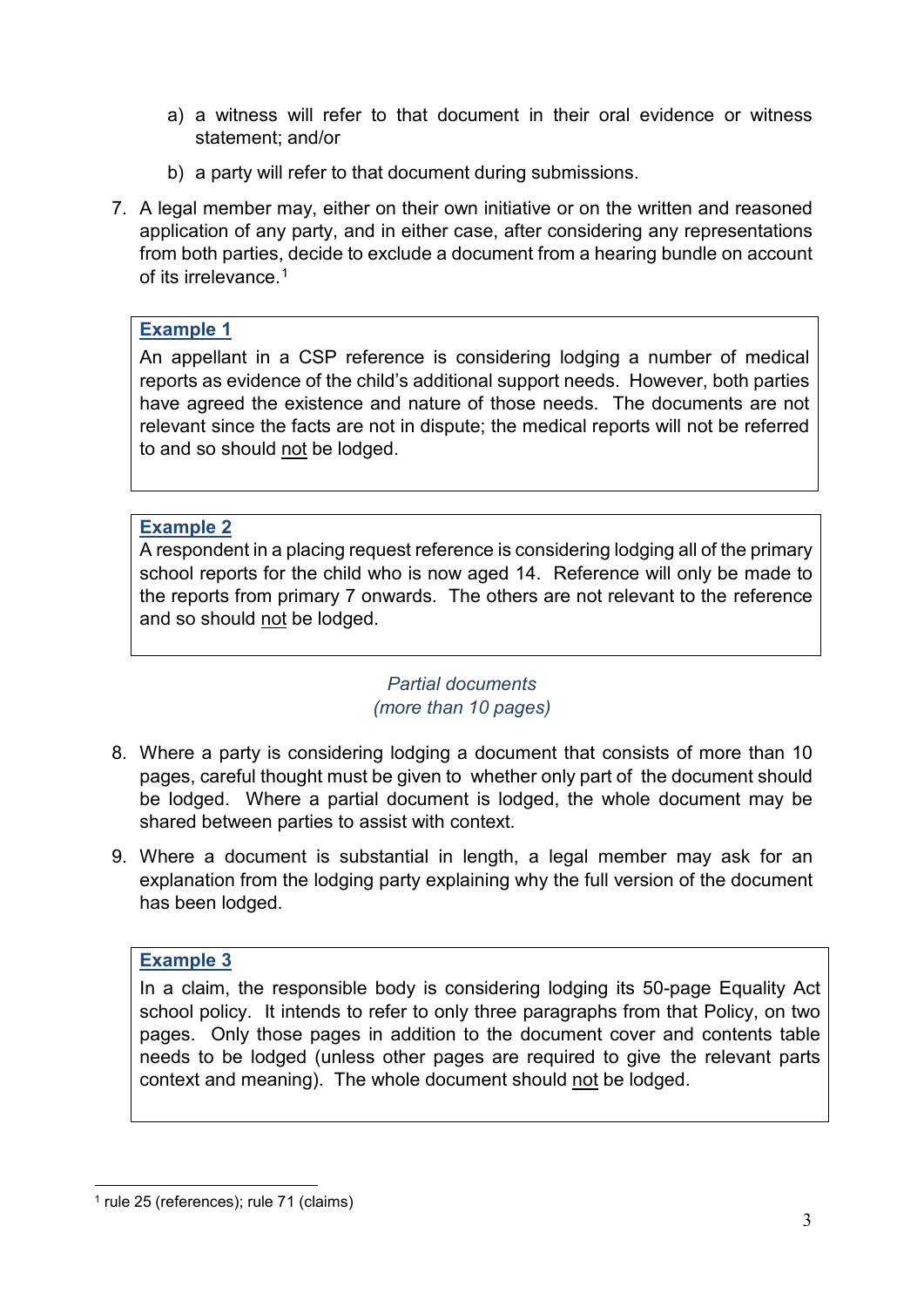a) a witness will refer to that document in their oral evidence or witness statement; and/or

b) a party will refer to that document during submissions.

7. A legal member may, either on their own initiative or on the written and reasoned application of any party, and in either case, after considering any representations from both parties, decide to exclude a document from a hearing bundle on account of its irrelevance.[1]

> **Example 1**
>
> An appellant in a CSP reference is considering lodging a number of medical reports as evidence of the child's additional support needs. However, both parties have agreed the existence and nature of those needs. The documents are not relevant since the facts are not in dispute; the medical reports will not be referred to and so should not be lodged.

> **Example 2**
>
> A respondent in a placing request reference is considering lodging all of the primary school reports for the child who is now aged 14. Reference will only be made to the reports from primary 7 onwards. The others are not relevant to the reference and so should not be lodged.

*Partial documents*
*(more than 10 pages)*

8. Where a party is considering lodging a document that consists of more than 10 pages, careful thought must be given to whether only part of the document should be lodged. Where a partial document is lodged, the whole document may be shared between parties to assist with context.

9. Where a document is substantial in length, a legal member may ask for an explanation from the lodging party explaining why the full version of the document has been lodged.

> **Example 3**
>
> In a claim, the responsible body is considering lodging its 50-page Equality Act school policy. It intends to refer to only three paragraphs from that Policy, on two pages. Only those pages in addition to the document cover and contents table needs to be lodged (unless other pages are required to give the relevant parts context and meaning). The whole document should not be lodged.

[1] rule 25 (references); rule 71 (claims)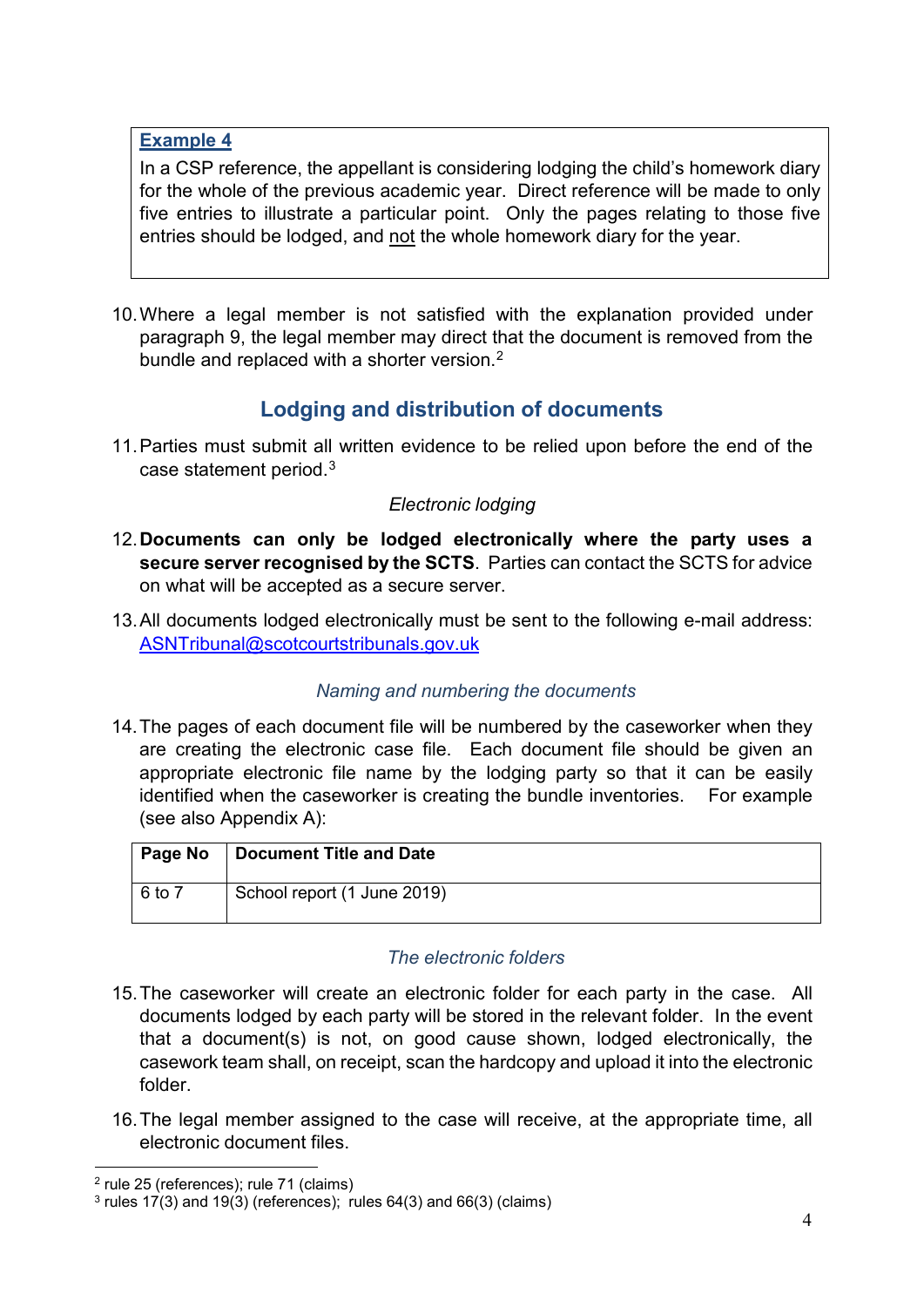**Example 4**

In a CSP reference, the appellant is considering lodging the child's homework diary for the whole of the previous academic year. Direct reference will be made to only five entries to illustrate a particular point. Only the pages relating to those five entries should be lodged, and not the whole homework diary for the year.

10. Where a legal member is not satisfied with the explanation provided under paragraph 9, the legal member may direct that the document is removed from the bundle and replaced with a shorter version.[2]

## Lodging and distribution of documents

11. Parties must submit all written evidence to be relied upon before the end of the case statement period.[3]

*Electronic lodging*

12. **Documents can only be lodged electronically where the party uses a secure server recognised by the SCTS**. Parties can contact the SCTS for advice on what will be accepted as a secure server.

13. All documents lodged electronically must be sent to the following e-mail address: ASNTribunal@scotcourtstribunals.gov.uk

*Naming and numbering the documents*

14. The pages of each document file will be numbered by the caseworker when they are creating the electronic case file. Each document file should be given an appropriate electronic file name by the lodging party so that it can be easily identified when the caseworker is creating the bundle inventories. For example (see also Appendix A):

| Page No | Document Title and Date |
|---|---|
| 6 to 7 | School report (1 June 2019) |

*The electronic folders*

15. The caseworker will create an electronic folder for each party in the case. All documents lodged by each party will be stored in the relevant folder. In the event that a document(s) is not, on good cause shown, lodged electronically, the casework team shall, on receipt, scan the hardcopy and upload it into the electronic folder.

16. The legal member assigned to the case will receive, at the appropriate time, all electronic document files.

[2] rule 25 (references); rule 71 (claims)
[3] rules 17(3) and 19(3) (references); rules 64(3) and 66(3) (claims)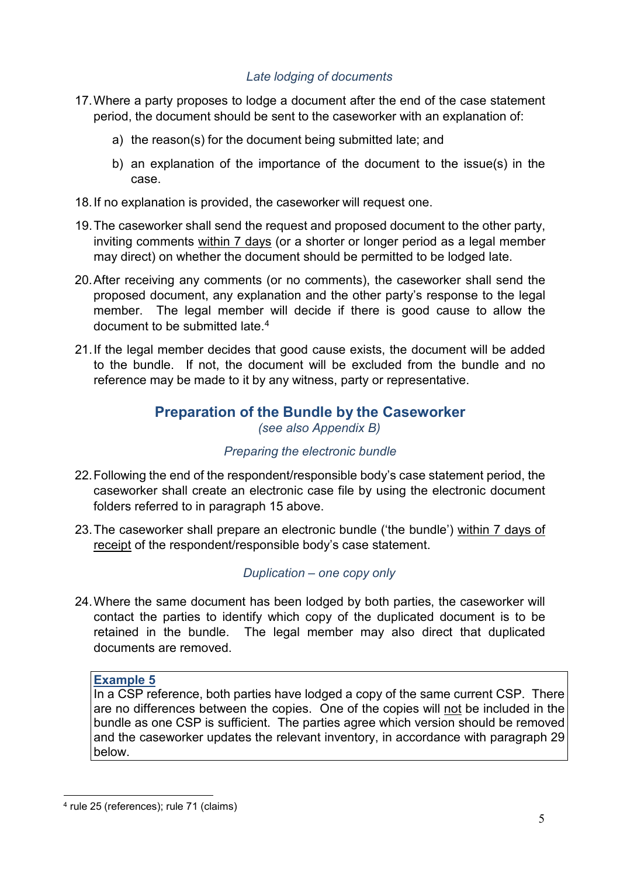*Late lodging of documents*

17. Where a party proposes to lodge a document after the end of the case statement period, the document should be sent to the caseworker with an explanation of:

    a) the reason(s) for the document being submitted late; and

    b) an explanation of the importance of the document to the issue(s) in the case.

18. If no explanation is provided, the caseworker will request one.

19. The caseworker shall send the request and proposed document to the other party, inviting comments <u>within 7 days</u> (or a shorter or longer period as a legal member may direct) on whether the document should be permitted to be lodged late.

20. After receiving any comments (or no comments), the caseworker shall send the proposed document, any explanation and the other party's response to the legal member. The legal member will decide if there is good cause to allow the document to be submitted late.[4]

21. If the legal member decides that good cause exists, the document will be added to the bundle. If not, the document will be excluded from the bundle and no reference may be made to it by any witness, party or representative.

## Preparation of the Bundle by the Caseworker

*(see also Appendix B)*

*Preparing the electronic bundle*

22. Following the end of the respondent/responsible body's case statement period, the caseworker shall create an electronic case file by using the electronic document folders referred to in paragraph 15 above.

23. The caseworker shall prepare an electronic bundle ('the bundle') <u>within 7 days of receipt</u> of the respondent/responsible body's case statement.

*Duplication – one copy only*

24. Where the same document has been lodged by both parties, the caseworker will contact the parties to identify which copy of the duplicated document is to be retained in the bundle. The legal member may also direct that duplicated documents are removed.

> **Example 5**
> In a CSP reference, both parties have lodged a copy of the same current CSP. There are no differences between the copies. One of the copies will <u>not</u> be included in the bundle as one CSP is sufficient. The parties agree which version should be removed and the caseworker updates the relevant inventory, in accordance with paragraph 29 below.

[4] rule 25 (references); rule 71 (claims)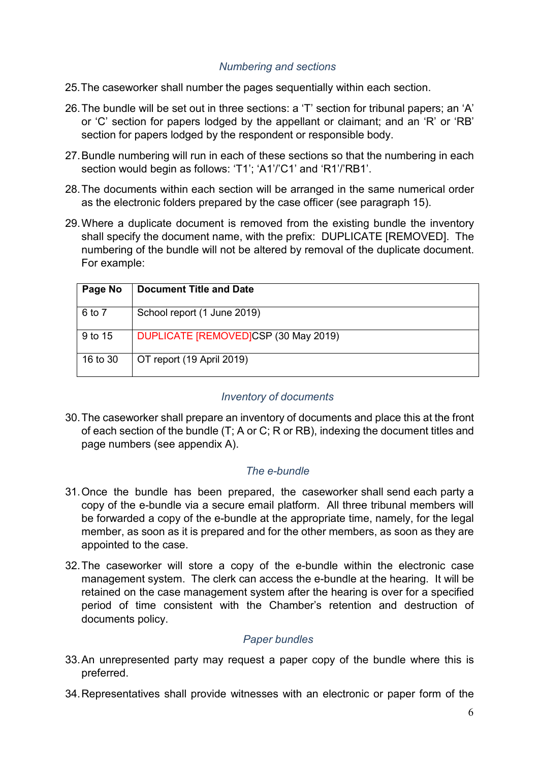### *Numbering and sections*

25. The caseworker shall number the pages sequentially within each section.

26. The bundle will be set out in three sections: a ‘T’ section for tribunal papers; an ‘A’ or ‘C’ section for papers lodged by the appellant or claimant; and an ‘R’ or ‘RB’ section for papers lodged by the respondent or responsible body.

27. Bundle numbering will run in each of these sections so that the numbering in each section would begin as follows: ‘T1’; ‘A1’/’C1’ and ‘R1’/’RB1’.

28. The documents within each section will be arranged in the same numerical order as the electronic folders prepared by the case officer (see paragraph 15).

29. Where a duplicate document is removed from the existing bundle the inventory shall specify the document name, with the prefix: DUPLICATE [REMOVED]. The numbering of the bundle will not be altered by removal of the duplicate document. For example:

| Page No | Document Title and Date |
|---|---|
| 6 to 7 | School report (1 June 2019) |
| 9 to 15 | DUPLICATE [REMOVED]CSP (30 May 2019) |
| 16 to 30 | OT report (19 April 2019) |

### *Inventory of documents*

30. The caseworker shall prepare an inventory of documents and place this at the front of each section of the bundle (T; A or C; R or RB), indexing the document titles and page numbers (see appendix A).

### *The e-bundle*

31. Once the bundle has been prepared, the caseworker shall send each party a copy of the e-bundle via a secure email platform. All three tribunal members will be forwarded a copy of the e-bundle at the appropriate time, namely, for the legal member, as soon as it is prepared and for the other members, as soon as they are appointed to the case.

32. The caseworker will store a copy of the e-bundle within the electronic case management system. The clerk can access the e-bundle at the hearing. It will be retained on the case management system after the hearing is over for a specified period of time consistent with the Chamber’s retention and destruction of documents policy.

### *Paper bundles*

33. An unrepresented party may request a paper copy of the bundle where this is preferred.

34. Representatives shall provide witnesses with an electronic or paper form of the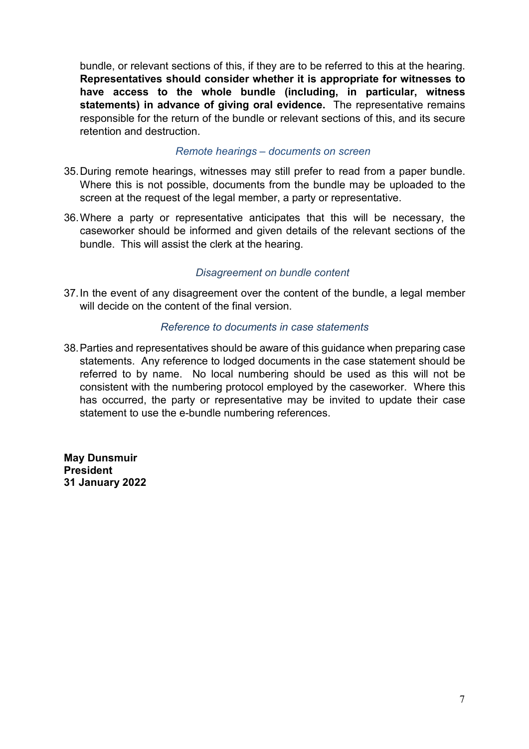bundle, or relevant sections of this, if they are to be referred to this at the hearing. **Representatives should consider whether it is appropriate for witnesses to have access to the whole bundle (including, in particular, witness statements) in advance of giving oral evidence.** The representative remains responsible for the return of the bundle or relevant sections of this, and its secure retention and destruction.

### *Remote hearings – documents on screen*

35. During remote hearings, witnesses may still prefer to read from a paper bundle. Where this is not possible, documents from the bundle may be uploaded to the screen at the request of the legal member, a party or representative.

36. Where a party or representative anticipates that this will be necessary, the caseworker should be informed and given details of the relevant sections of the bundle. This will assist the clerk at the hearing.

### *Disagreement on bundle content*

37. In the event of any disagreement over the content of the bundle, a legal member will decide on the content of the final version.

### *Reference to documents in case statements*

38. Parties and representatives should be aware of this guidance when preparing case statements. Any reference to lodged documents in the case statement should be referred to by name. No local numbering should be used as this will not be consistent with the numbering protocol employed by the caseworker. Where this has occurred, the party or representative may be invited to update their case statement to use the e-bundle numbering references.

**May Dunsmuir**
**President**
**31 January 2022**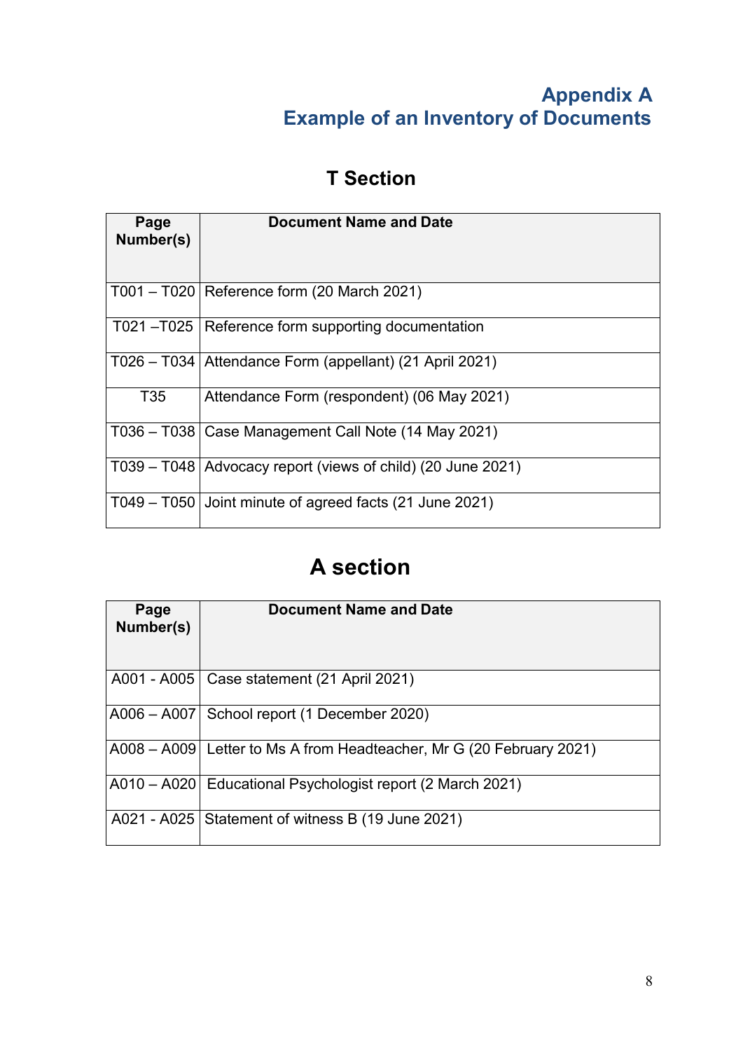## Appendix A
## Example of an Inventory of Documents

### T Section

| Page Number(s) | Document Name and Date |
| --- | --- |
| T001 – T020 | Reference form (20 March 2021) |
| T021 –T025 | Reference form supporting documentation |
| T026 – T034 | Attendance Form (appellant) (21 April 2021) |
| T35 | Attendance Form (respondent) (06 May 2021) |
| T036 – T038 | Case Management Call Note (14 May 2021) |
| T039 – T048 | Advocacy report (views of child) (20 June 2021) |
| T049 – T050 | Joint minute of agreed facts (21 June 2021) |

### A section

| Page Number(s) | Document Name and Date |
| --- | --- |
| A001 - A005 | Case statement (21 April 2021) |
| A006 – A007 | School report (1 December 2020) |
| A008 – A009 | Letter to Ms A from Headteacher, Mr G (20 February 2021) |
| A010 – A020 | Educational Psychologist report (2 March 2021) |
| A021 - A025 | Statement of witness B (19 June 2021) |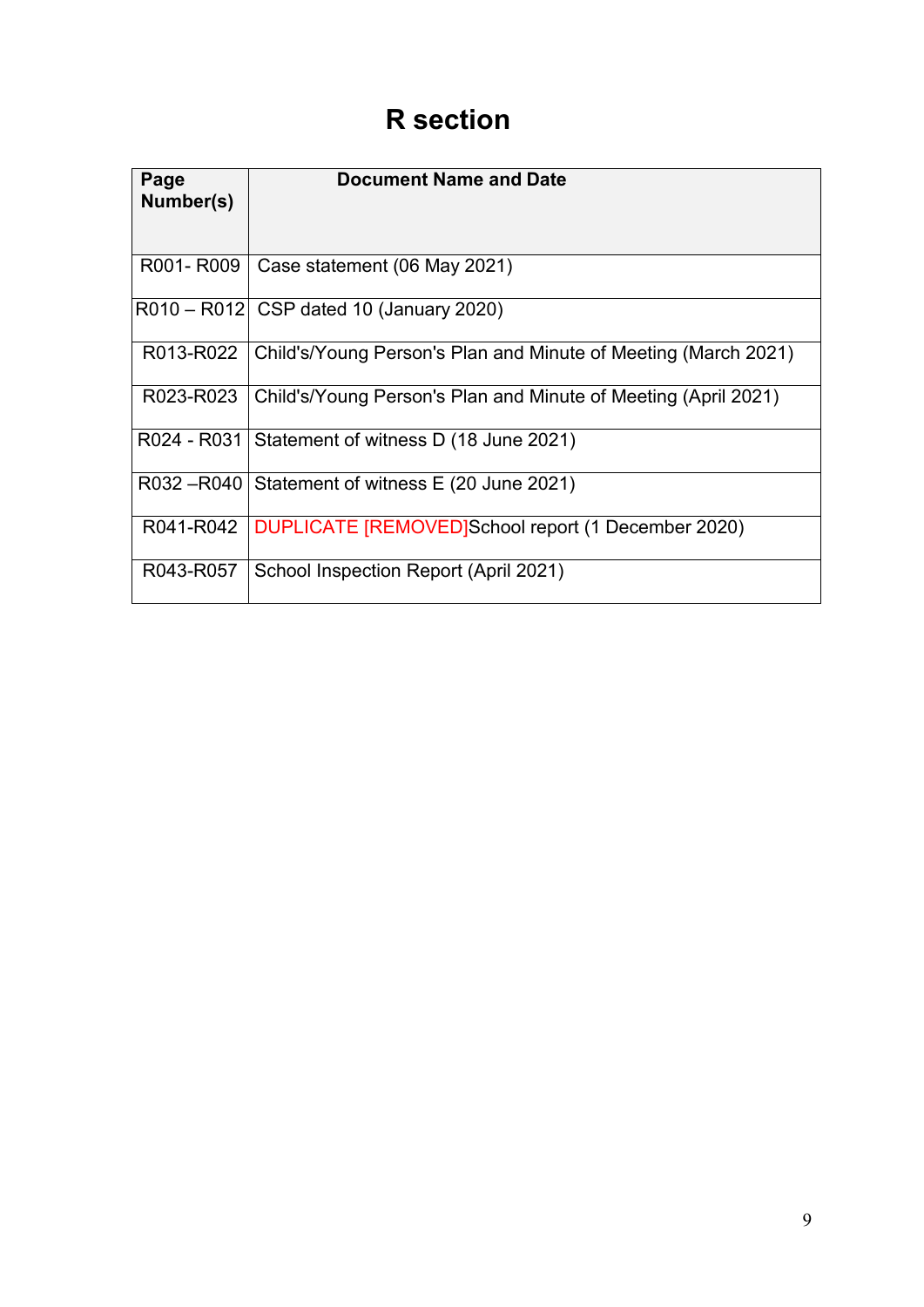# R section

| Page Number(s) | Document Name and Date |
|---|---|
| R001- R009 | Case statement (06 May 2021) |
| R010 – R012 | CSP dated 10 (January 2020) |
| R013-R022 | Child's/Young Person's Plan and Minute of Meeting (March 2021) |
| R023-R023 | Child's/Young Person's Plan and Minute of Meeting (April 2021) |
| R024 - R031 | Statement of witness D (18 June 2021) |
| R032 –R040 | Statement of witness E (20 June 2021) |
| R041-R042 | DUPLICATE [REMOVED]School report (1 December 2020) |
| R043-R057 | School Inspection Report (April 2021) |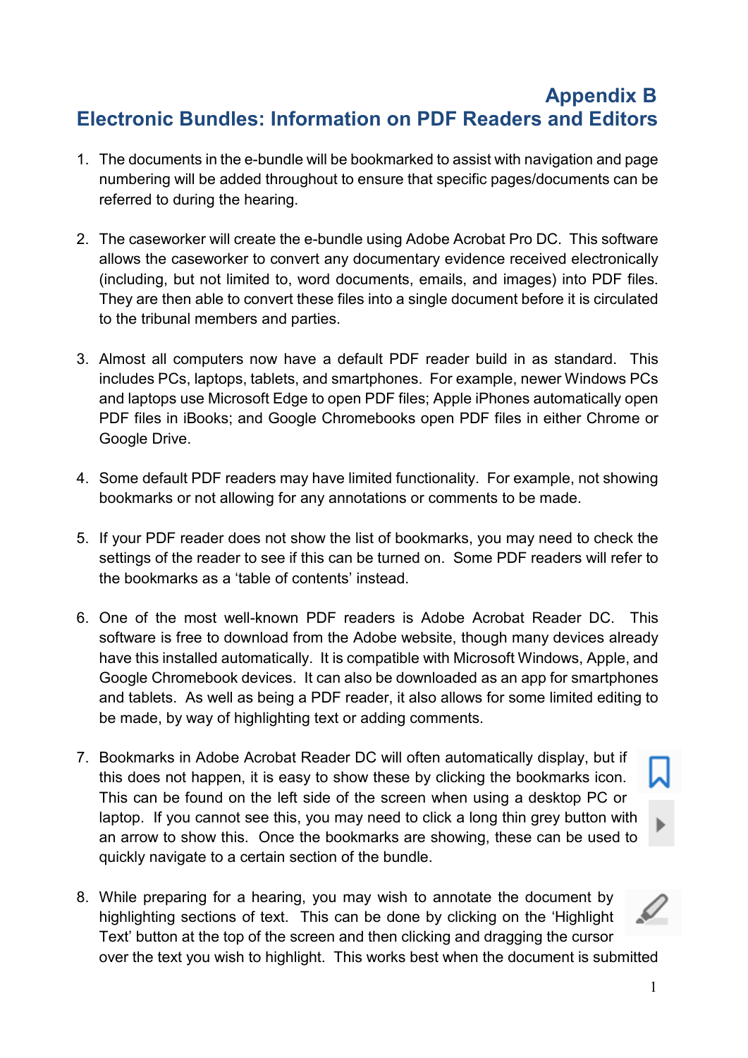# Appendix B
# Electronic Bundles: Information on PDF Readers and Editors

1. The documents in the e-bundle will be bookmarked to assist with navigation and page numbering will be added throughout to ensure that specific pages/documents can be referred to during the hearing.

2. The caseworker will create the e-bundle using Adobe Acrobat Pro DC. This software allows the caseworker to convert any documentary evidence received electronically (including, but not limited to, word documents, emails, and images) into PDF files. They are then able to convert these files into a single document before it is circulated to the tribunal members and parties.

3. Almost all computers now have a default PDF reader build in as standard. This includes PCs, laptops, tablets, and smartphones. For example, newer Windows PCs and laptops use Microsoft Edge to open PDF files; Apple iPhones automatically open PDF files in iBooks; and Google Chromebooks open PDF files in either Chrome or Google Drive.

4. Some default PDF readers may have limited functionality. For example, not showing bookmarks or not allowing for any annotations or comments to be made.

5. If your PDF reader does not show the list of bookmarks, you may need to check the settings of the reader to see if this can be turned on. Some PDF readers will refer to the bookmarks as a 'table of contents' instead.

6. One of the most well-known PDF readers is Adobe Acrobat Reader DC. This software is free to download from the Adobe website, though many devices already have this installed automatically. It is compatible with Microsoft Windows, Apple, and Google Chromebook devices. It can also be downloaded as an app for smartphones and tablets. As well as being a PDF reader, it also allows for some limited editing to be made, by way of highlighting text or adding comments.

7. Bookmarks in Adobe Acrobat Reader DC will often automatically display, but if this does not happen, it is easy to show these by clicking the bookmarks icon. This can be found on the left side of the screen when using a desktop PC or laptop. If you cannot see this, you may need to click a long thin grey button with an arrow to show this. Once the bookmarks are showing, these can be used to quickly navigate to a certain section of the bundle.

8. While preparing for a hearing, you may wish to annotate the document by highlighting sections of text. This can be done by clicking on the 'Highlight Text' button at the top of the screen and then clicking and dragging the cursor over the text you wish to highlight. This works best when the document is submitted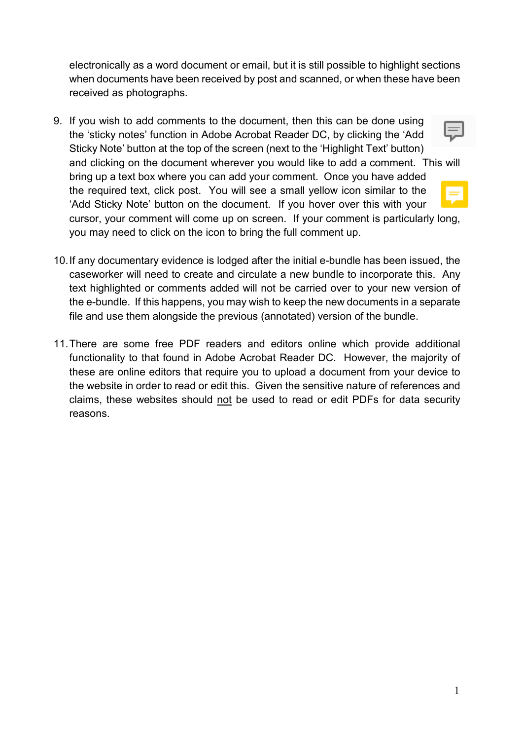electronically as a word document or email, but it is still possible to highlight sections when documents have been received by post and scanned, or when these have been received as photographs.

9. If you wish to add comments to the document, then this can be done using the 'sticky notes' function in Adobe Acrobat Reader DC, by clicking the 'Add Sticky Note' button at the top of the screen (next to the 'Highlight Text' button) and clicking on the document wherever you would like to add a comment. This will bring up a text box where you can add your comment. Once you have added the required text, click post. You will see a small yellow icon similar to the 'Add Sticky Note' button on the document. If you hover over this with your cursor, your comment will come up on screen. If your comment is particularly long, you may need to click on the icon to bring the full comment up.

10. If any documentary evidence is lodged after the initial e-bundle has been issued, the caseworker will need to create and circulate a new bundle to incorporate this. Any text highlighted or comments added will not be carried over to your new version of the e-bundle. If this happens, you may wish to keep the new documents in a separate file and use them alongside the previous (annotated) version of the bundle.

11. There are some free PDF readers and editors online which provide additional functionality to that found in Adobe Acrobat Reader DC. However, the majority of these are online editors that require you to upload a document from your device to the website in order to read or edit this. Given the sensitive nature of references and claims, these websites should <u>not</u> be used to read or edit PDFs for data security reasons.